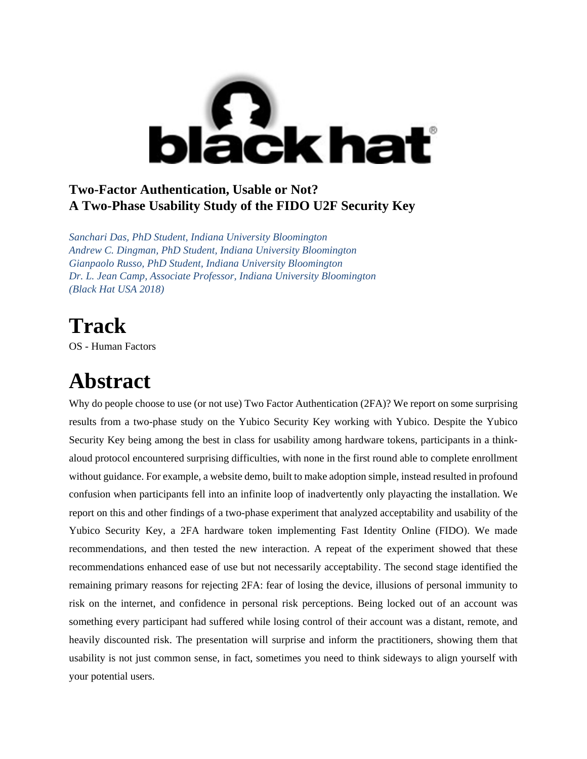**Two-Factor Authentication, Usable or Not?**
**A Two-Phase Usability Study of the FIDO U2F Security Key**

*Sanchari Das, PhD Student, Indiana University Bloomington*
*Andrew C. Dingman, PhD Student, Indiana University Bloomington*
*Gianpaolo Russo, PhD Student, Indiana University Bloomington*
*Dr. L. Jean Camp, Associate Professor, Indiana University Bloomington*
*(Black Hat USA 2018)*

# Track

OS - Human Factors

# Abstract

Why do people choose to use (or not use) Two Factor Authentication (2FA)? We report on some surprising results from a two-phase study on the Yubico Security Key working with Yubico. Despite the Yubico Security Key being among the best in class for usability among hardware tokens, participants in a think-aloud protocol encountered surprising difficulties, with none in the first round able to complete enrollment without guidance. For example, a website demo, built to make adoption simple, instead resulted in profound confusion when participants fell into an infinite loop of inadvertently only playacting the installation. We report on this and other findings of a two-phase experiment that analyzed acceptability and usability of the Yubico Security Key, a 2FA hardware token implementing Fast Identity Online (FIDO). We made recommendations, and then tested the new interaction. A repeat of the experiment showed that these recommendations enhanced ease of use but not necessarily acceptability. The second stage identified the remaining primary reasons for rejecting 2FA: fear of losing the device, illusions of personal immunity to risk on the internet, and confidence in personal risk perceptions. Being locked out of an account was something every participant had suffered while losing control of their account was a distant, remote, and heavily discounted risk. The presentation will surprise and inform the practitioners, showing them that usability is not just common sense, in fact, sometimes you need to think sideways to align yourself with your potential users.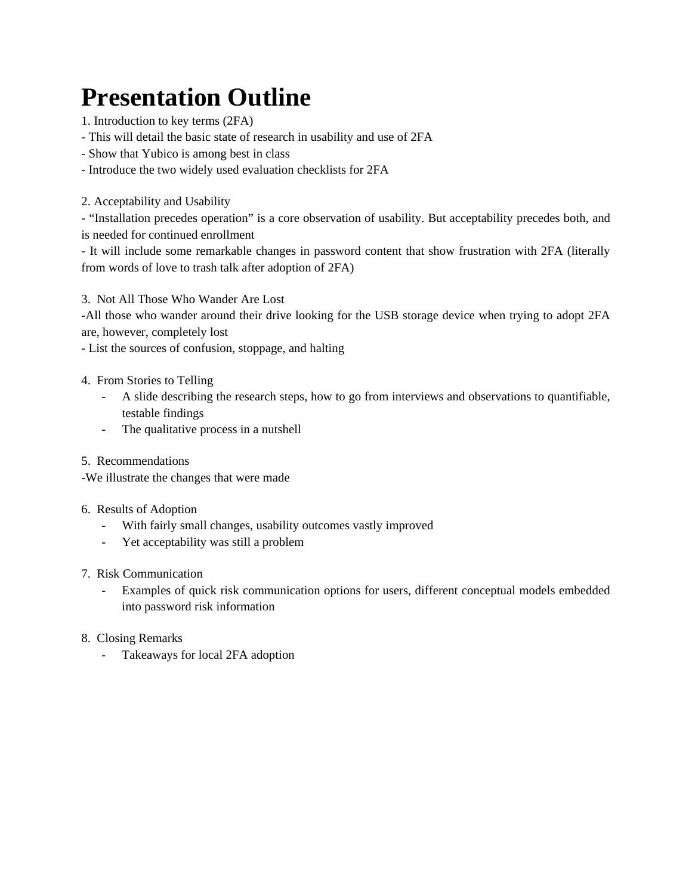# Presentation Outline

1. Introduction to key terms (2FA)

- This will detail the basic state of research in usability and use of 2FA
- Show that Yubico is among best in class
- Introduce the two widely used evaluation checklists for 2FA

2. Acceptability and Usability

- "Installation precedes operation" is a core observation of usability. But acceptability precedes both, and is needed for continued enrollment
- It will include some remarkable changes in password content that show frustration with 2FA (literally from words of love to trash talk after adoption of 2FA)

3. Not All Those Who Wander Are Lost

- All those who wander around their drive looking for the USB storage device when trying to adopt 2FA are, however, completely lost
- List the sources of confusion, stoppage, and halting

4. From Stories to Telling

- A slide describing the research steps, how to go from interviews and observations to quantifiable, testable findings
- The qualitative process in a nutshell

5. Recommendations

- We illustrate the changes that were made

6. Results of Adoption

- With fairly small changes, usability outcomes vastly improved
- Yet acceptability was still a problem

7. Risk Communication

- Examples of quick risk communication options for users, different conceptual models embedded into password risk information

8. Closing Remarks

- Takeaways for local 2FA adoption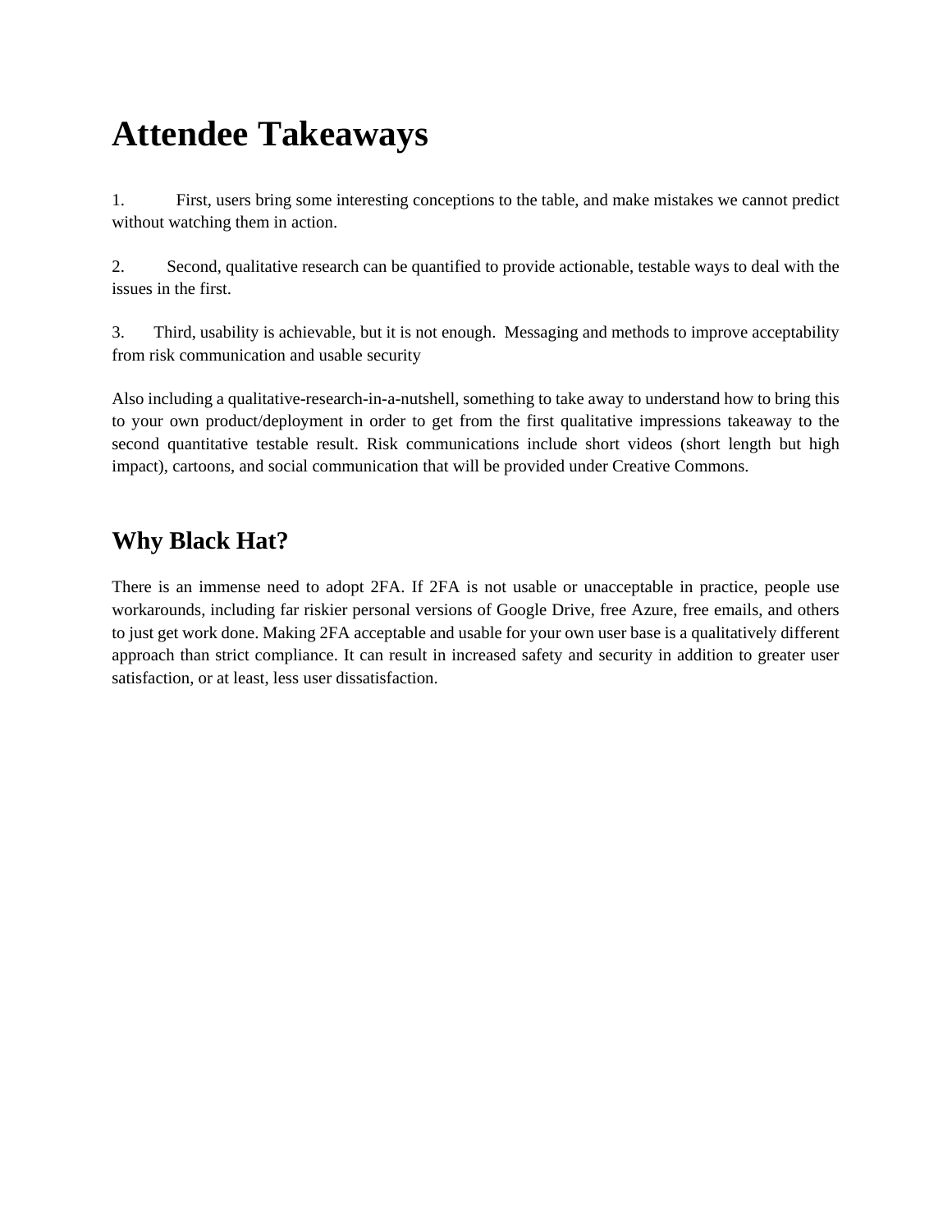# Attendee Takeaways

1. First, users bring some interesting conceptions to the table, and make mistakes we cannot predict without watching them in action.

2. Second, qualitative research can be quantified to provide actionable, testable ways to deal with the issues in the first.

3. Third, usability is achievable, but it is not enough. Messaging and methods to improve acceptability from risk communication and usable security

Also including a qualitative-research-in-a-nutshell, something to take away to understand how to bring this to your own product/deployment in order to get from the first qualitative impressions takeaway to the second quantitative testable result. Risk communications include short videos (short length but high impact), cartoons, and social communication that will be provided under Creative Commons.

## Why Black Hat?

There is an immense need to adopt 2FA. If 2FA is not usable or unacceptable in practice, people use workarounds, including far riskier personal versions of Google Drive, free Azure, free emails, and others to just get work done. Making 2FA acceptable and usable for your own user base is a qualitatively different approach than strict compliance. It can result in increased safety and security in addition to greater user satisfaction, or at least, less user dissatisfaction.